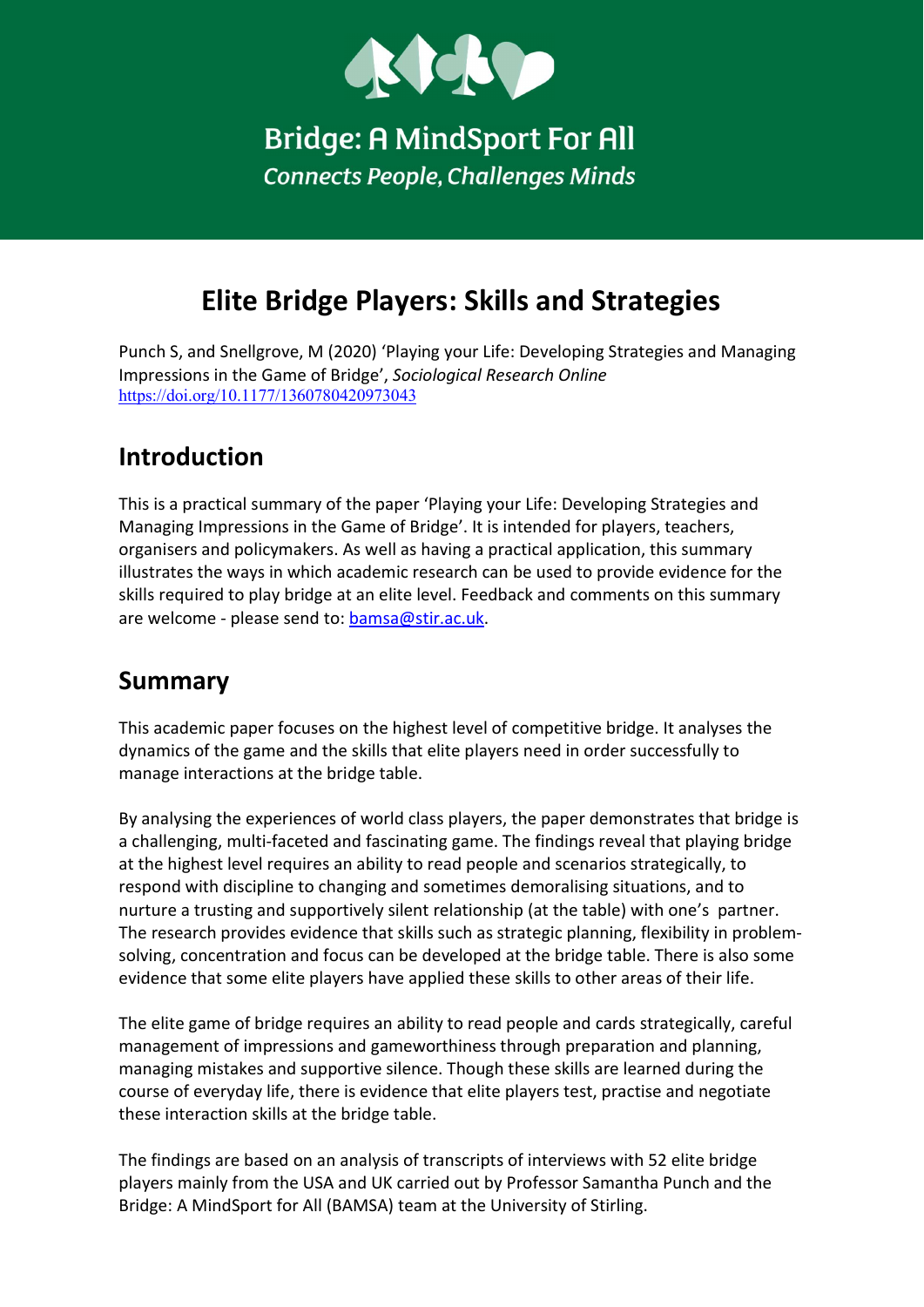Bridge: A MindSport For All

*Connects People, Challenges Minds*

# Elite Bridge Players: Skills and Strategies

Punch S, and Snellgrove, M (2020) 'Playing your Life: Developing Strategies and Managing Impressions in the Game of Bridge', *Sociological Research Online* https://doi.org/10.1177/1360780420973043

## Introduction

This is a practical summary of the paper 'Playing your Life: Developing Strategies and Managing Impressions in the Game of Bridge'. It is intended for players, teachers, organisers and policymakers. As well as having a practical application, this summary illustrates the ways in which academic research can be used to provide evidence for the skills required to play bridge at an elite level. Feedback and comments on this summary are welcome - please send to: bamsa@stir.ac.uk.

## Summary

This academic paper focuses on the highest level of competitive bridge. It analyses the dynamics of the game and the skills that elite players need in order successfully to manage interactions at the bridge table.

By analysing the experiences of world class players, the paper demonstrates that bridge is a challenging, multi-faceted and fascinating game. The findings reveal that playing bridge at the highest level requires an ability to read people and scenarios strategically, to respond with discipline to changing and sometimes demoralising situations, and to nurture a trusting and supportively silent relationship (at the table) with one's partner. The research provides evidence that skills such as strategic planning, flexibility in problem-solving, concentration and focus can be developed at the bridge table. There is also some evidence that some elite players have applied these skills to other areas of their life.

The elite game of bridge requires an ability to read people and cards strategically, careful management of impressions and gameworthiness through preparation and planning, managing mistakes and supportive silence. Though these skills are learned during the course of everyday life, there is evidence that elite players test, practise and negotiate these interaction skills at the bridge table.

The findings are based on an analysis of transcripts of interviews with 52 elite bridge players mainly from the USA and UK carried out by Professor Samantha Punch and the Bridge: A MindSport for All (BAMSA) team at the University of Stirling.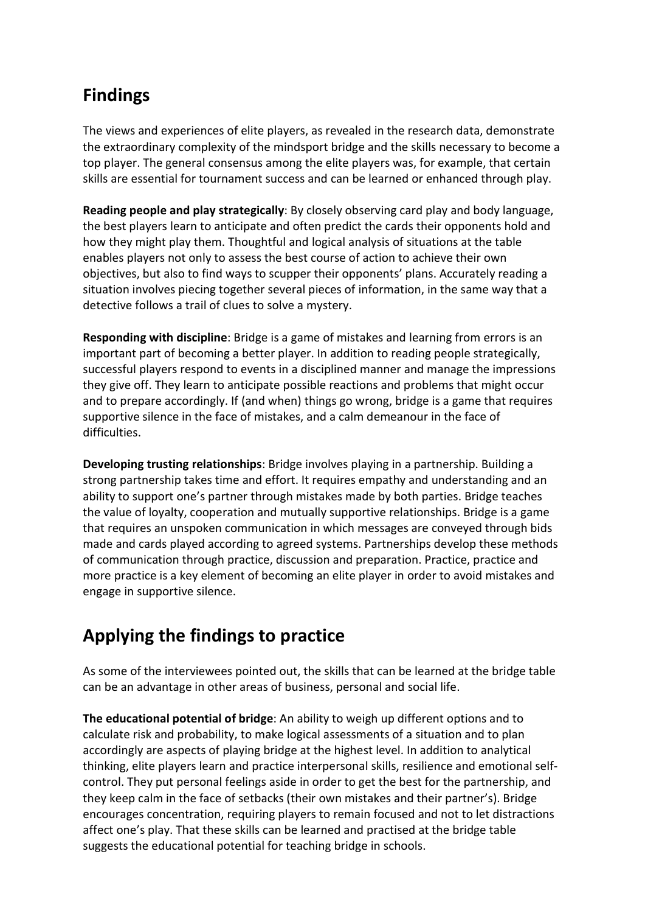## Findings

The views and experiences of elite players, as revealed in the research data, demonstrate the extraordinary complexity of the mindsport bridge and the skills necessary to become a top player. The general consensus among the elite players was, for example, that certain skills are essential for tournament success and can be learned or enhanced through play.

**Reading people and play strategically**: By closely observing card play and body language, the best players learn to anticipate and often predict the cards their opponents hold and how they might play them. Thoughtful and logical analysis of situations at the table enables players not only to assess the best course of action to achieve their own objectives, but also to find ways to scupper their opponents' plans. Accurately reading a situation involves piecing together several pieces of information, in the same way that a detective follows a trail of clues to solve a mystery.

**Responding with discipline**: Bridge is a game of mistakes and learning from errors is an important part of becoming a better player. In addition to reading people strategically, successful players respond to events in a disciplined manner and manage the impressions they give off. They learn to anticipate possible reactions and problems that might occur and to prepare accordingly. If (and when) things go wrong, bridge is a game that requires supportive silence in the face of mistakes, and a calm demeanour in the face of difficulties.

**Developing trusting relationships**: Bridge involves playing in a partnership. Building a strong partnership takes time and effort. It requires empathy and understanding and an ability to support one's partner through mistakes made by both parties. Bridge teaches the value of loyalty, cooperation and mutually supportive relationships. Bridge is a game that requires an unspoken communication in which messages are conveyed through bids made and cards played according to agreed systems. Partnerships develop these methods of communication through practice, discussion and preparation. Practice, practice and more practice is a key element of becoming an elite player in order to avoid mistakes and engage in supportive silence.

## Applying the findings to practice

As some of the interviewees pointed out, the skills that can be learned at the bridge table can be an advantage in other areas of business, personal and social life.

**The educational potential of bridge**: An ability to weigh up different options and to calculate risk and probability, to make logical assessments of a situation and to plan accordingly are aspects of playing bridge at the highest level. In addition to analytical thinking, elite players learn and practice interpersonal skills, resilience and emotional self-control. They put personal feelings aside in order to get the best for the partnership, and they keep calm in the face of setbacks (their own mistakes and their partner's). Bridge encourages concentration, requiring players to remain focused and not to let distractions affect one's play. That these skills can be learned and practised at the bridge table suggests the educational potential for teaching bridge in schools.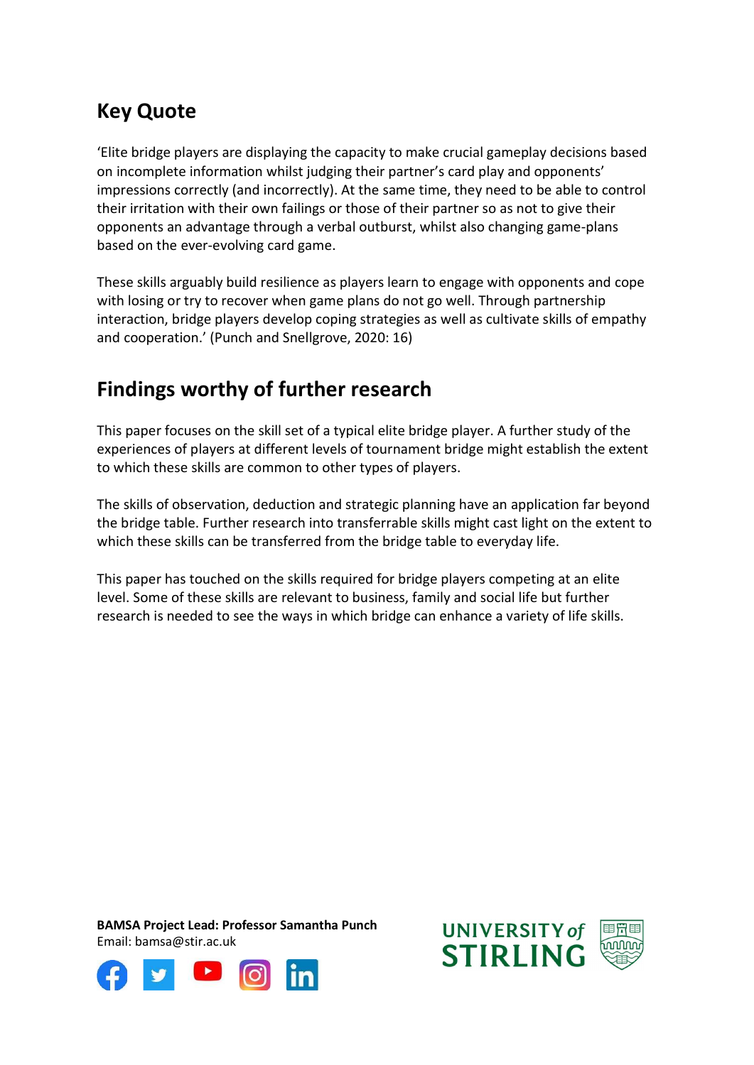## Key Quote

'Elite bridge players are displaying the capacity to make crucial gameplay decisions based on incomplete information whilst judging their partner's card play and opponents' impressions correctly (and incorrectly). At the same time, they need to be able to control their irritation with their own failings or those of their partner so as not to give their opponents an advantage through a verbal outburst, whilst also changing game-plans based on the ever-evolving card game.

These skills arguably build resilience as players learn to engage with opponents and cope with losing or try to recover when game plans do not go well. Through partnership interaction, bridge players develop coping strategies as well as cultivate skills of empathy and cooperation.' (Punch and Snellgrove, 2020: 16)

## Findings worthy of further research

This paper focuses on the skill set of a typical elite bridge player. A further study of the experiences of players at different levels of tournament bridge might establish the extent to which these skills are common to other types of players.

The skills of observation, deduction and strategic planning have an application far beyond the bridge table. Further research into transferrable skills might cast light on the extent to which these skills can be transferred from the bridge table to everyday life.

This paper has touched on the skills required for bridge players competing at an elite level. Some of these skills are relevant to business, family and social life but further research is needed to see the ways in which bridge can enhance a variety of life skills.

**BAMSA Project Lead: Professor Samantha Punch**
Email: bamsa@stir.ac.uk

UNIVERSITY of STIRLING